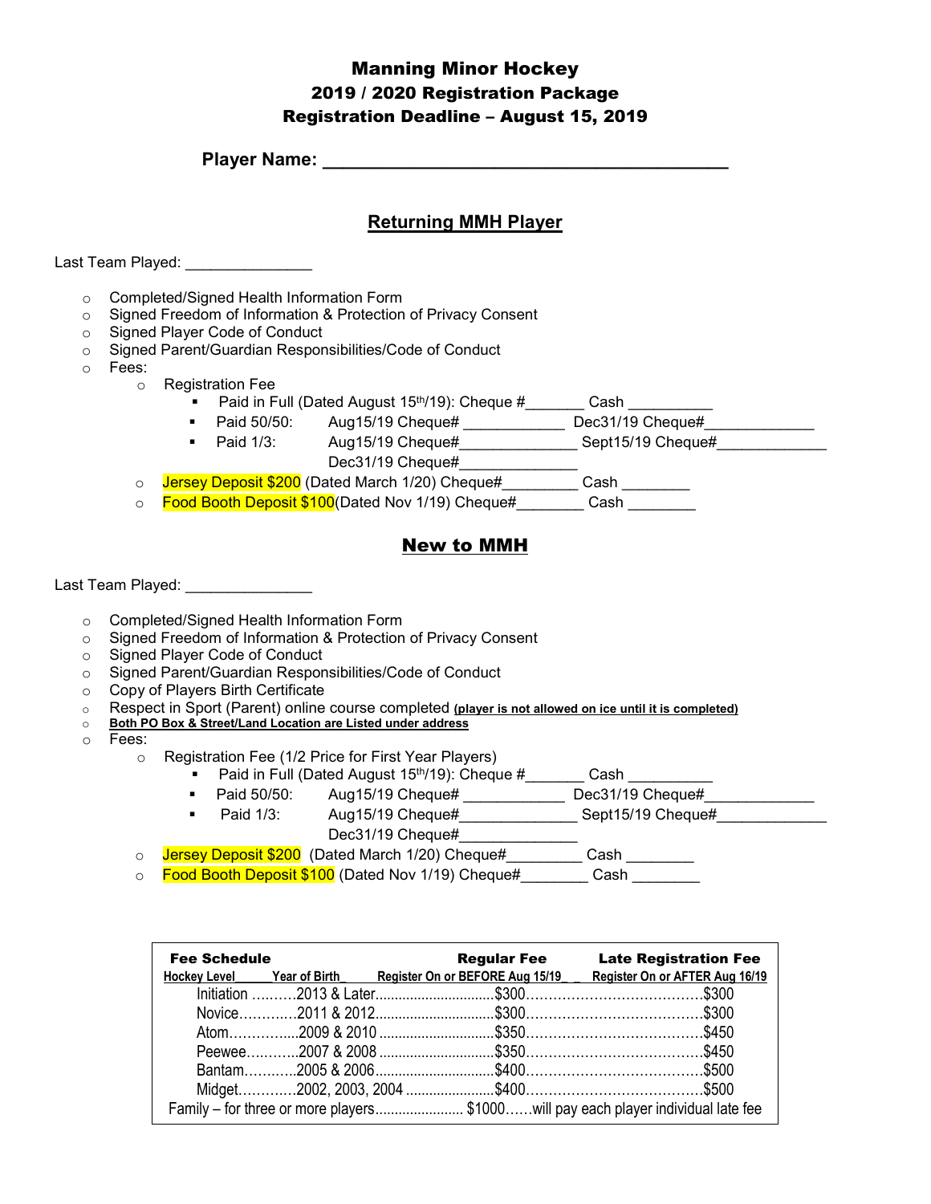# Manning Minor Hockey
## 2019 / 2020 Registration Package
## Registration Deadline – August 15, 2019

**Player Name: ________________________________________**

## Returning MMH Player

Last Team Played: _______________

- Completed/Signed Health Information Form
- Signed Freedom of Information & Protection of Privacy Consent
- Signed Player Code of Conduct
- Signed Parent/Guardian Responsibilities/Code of Conduct
- Fees:
  - Registration Fee
    - Paid in Full (Dated August 15th/19): Cheque #_______ Cash __________
    - Paid 50/50: Aug15/19 Cheque# ____________ Dec31/19 Cheque#_____________
    - Paid 1/3: Aug15/19 Cheque#______________ Sept15/19 Cheque#_____________ Dec31/19 Cheque#______________
  - Jersey Deposit $200 (Dated March 1/20) Cheque#_________ Cash ________
  - Food Booth Deposit $100(Dated Nov 1/19) Cheque#________ Cash ________

## New to MMH

Last Team Played: _______________

- Completed/Signed Health Information Form
- Signed Freedom of Information & Protection of Privacy Consent
- Signed Player Code of Conduct
- Signed Parent/Guardian Responsibilities/Code of Conduct
- Copy of Players Birth Certificate
- Respect in Sport (Parent) online course completed **(player is not allowed on ice until it is completed)**
- **Both PO Box & Street/Land Location are Listed under address**
- Fees:
  - Registration Fee (1/2 Price for First Year Players)
    - Paid in Full (Dated August 15th/19): Cheque #_______ Cash __________
    - Paid 50/50: Aug15/19 Cheque# ____________ Dec31/19 Cheque#_____________
    - Paid 1/3: Aug15/19 Cheque#______________ Sept15/19 Cheque#_____________ Dec31/19 Cheque#______________
  - Jersey Deposit $200 (Dated March 1/20) Cheque#_________ Cash ________
  - Food Booth Deposit $100 (Dated Nov 1/19) Cheque#________ Cash ________

| Fee Schedule | | Regular Fee | Late Registration Fee |
|---|---|---|---|
| Hockey Level | Year of Birth | Register On or BEFORE Aug 15/19 | Register On or AFTER Aug 16/19 |
| Initiation | 2013 & Later | $300 | $300 |
| Novice | 2011 & 2012 | $300 | $300 |
| Atom | 2009 & 2010 | $350 | $450 |
| Peewee | 2007 & 2008 | $350 | $450 |
| Bantam | 2005 & 2006 | $400 | $500 |
| Midget | 2002, 2003, 2004 | $400 | $500 |
| Family – for three or more players | | $1000 | will pay each player individual late fee |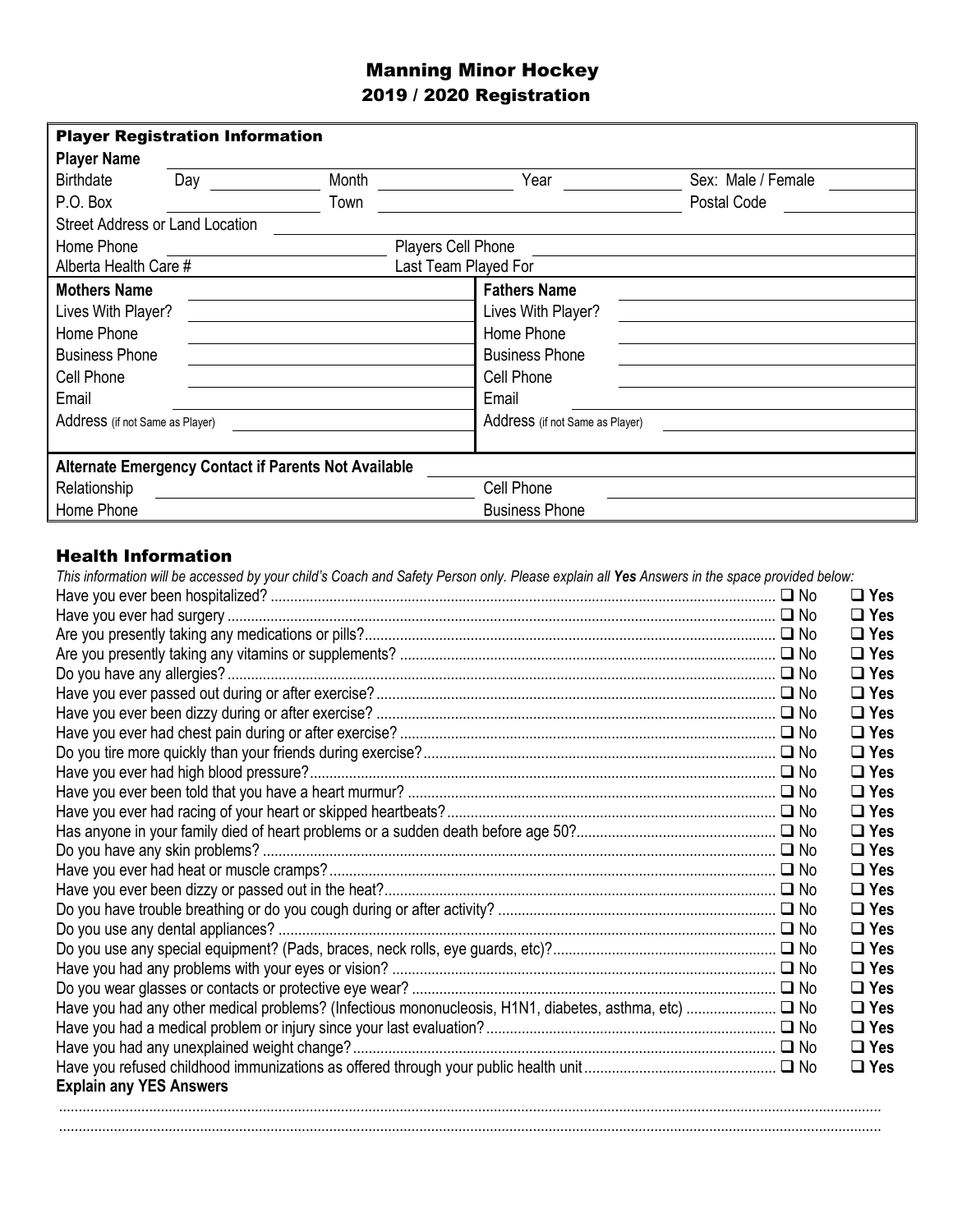# Manning Minor Hockey
## 2019 / 2020 Registration

| Player Registration Information | | | | | | | |
|---|---|---|---|---|---|---|---|
| **Player Name** | | | | | | | |
| Birthdate | Day | | Month | | Year | | Sex: Male / Female |
| P.O. Box | | | Town | | | | Postal Code |
| Street Address or Land Location | | | | | | | |
| Home Phone | | | Players Cell Phone | | | | |
| Alberta Health Care # | | | Last Team Played For | | | | |

| | | | |
|---|---|---|---|
| **Mothers Name** | | **Fathers Name** | |
| Lives With Player? | | Lives With Player? | |
| Home Phone | | Home Phone | |
| Business Phone | | Business Phone | |
| Cell Phone | | Cell Phone | |
| Email | | Email | |
| Address (if not Same as Player) | | Address (if not Same as Player) | |

| | | | |
|---|---|---|---|
| **Alternate Emergency Contact if Parents Not Available** | | | |
| Relationship | | Cell Phone | |
| Home Phone | | Business Phone | |

## Health Information

*This information will be accessed by your child's Coach and Safety Person only. Please explain all* ***Yes*** *Answers in the space provided below:*

| Question | | |
|---|---|---|
| Have you ever been hospitalized? | ❑ No | ❑ **Yes** |
| Have you ever had surgery | ❑ No | ❑ **Yes** |
| Are you presently taking any medications or pills? | ❑ No | ❑ **Yes** |
| Are you presently taking any vitamins or supplements? | ❑ No | ❑ **Yes** |
| Do you have any allergies? | ❑ No | ❑ **Yes** |
| Have you ever passed out during or after exercise? | ❑ No | ❑ **Yes** |
| Have you ever been dizzy during or after exercise? | ❑ No | ❑ **Yes** |
| Have you ever had chest pain during or after exercise? | ❑ No | ❑ **Yes** |
| Do you tire more quickly than your friends during exercise? | ❑ No | ❑ **Yes** |
| Have you ever had high blood pressure? | ❑ No | ❑ **Yes** |
| Have you ever been told that you have a heart murmur? | ❑ No | ❑ **Yes** |
| Have you ever had racing of your heart or skipped heartbeats? | ❑ No | ❑ **Yes** |
| Has anyone in your family died of heart problems or a sudden death before age 50? | ❑ No | ❑ **Yes** |
| Do you have any skin problems? | ❑ No | ❑ **Yes** |
| Have you ever had heat or muscle cramps? | ❑ No | ❑ **Yes** |
| Have you ever been dizzy or passed out in the heat? | ❑ No | ❑ **Yes** |
| Do you have trouble breathing or do you cough during or after activity? | ❑ No | ❑ **Yes** |
| Do you use any dental appliances? | ❑ No | ❑ **Yes** |
| Do you use any special equipment? (Pads, braces, neck rolls, eye guards, etc)? | ❑ No | ❑ **Yes** |
| Have you had any problems with your eyes or vision? | ❑ No | ❑ **Yes** |
| Do you wear glasses or contacts or protective eye wear? | ❑ No | ❑ **Yes** |
| Have you had any other medical problems? (Infectious mononucleosis, H1N1, diabetes, asthma, etc) | ❑ No | ❑ **Yes** |
| Have you had a medical problem or injury since your last evaluation? | ❑ No | ❑ **Yes** |
| Have you had any unexplained weight change? | ❑ No | ❑ **Yes** |
| Have you refused childhood immunizations as offered through your public health unit | ❑ No | ❑ **Yes** |

**Explain any YES Answers**

.......................................................................................................................................................................

.......................................................................................................................................................................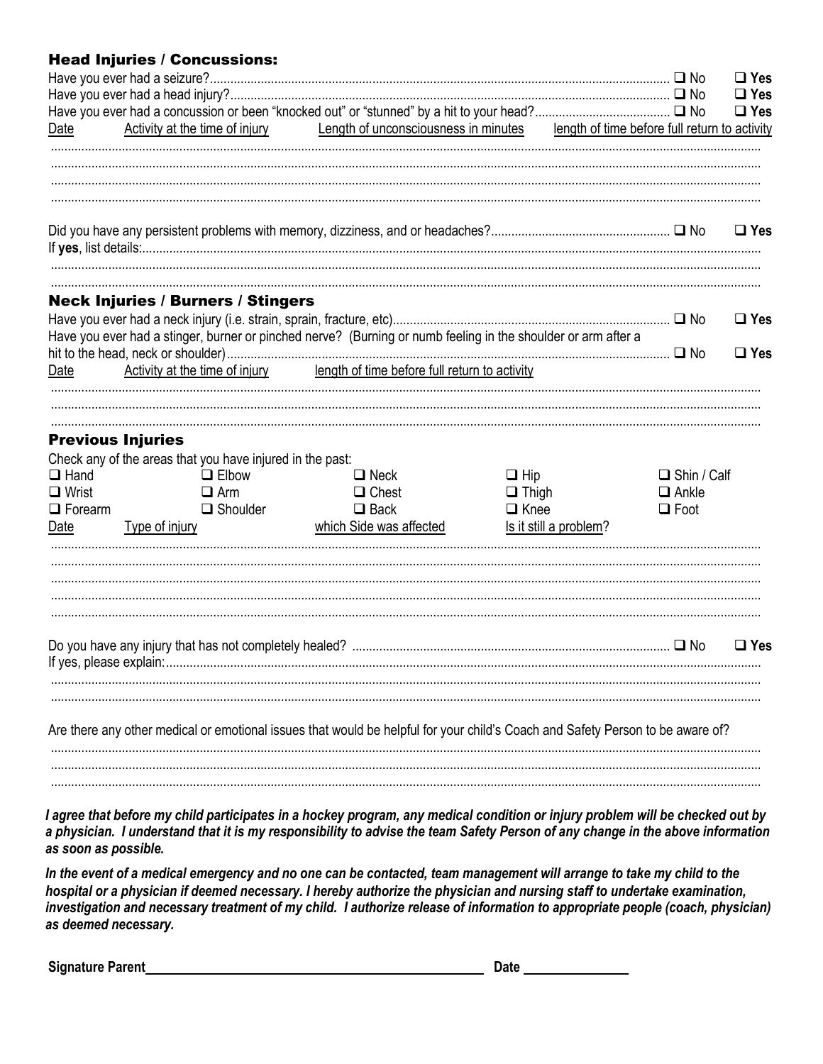## Head Injuries / Concussions:

Have you ever had a seizure?........................................................................................................................................ ❑ No ❑ Yes

Have you ever had a head injury?................................................................................................................................ ❑ No ❑ Yes

Have you ever had a concussion or been "knocked out" or "stunned" by a hit to your head?........................................ ❑ No ❑ Yes

| Date | Activity at the time of injury | Length of unconsciousness in minutes | length of time before full return to activity |
|---|---|---|---|
| | | | |
| | | | |
| | | | |
| | | | |

Did you have any persistent problems with memory, dizziness, and or headaches?..................................................... ❑ No ❑ Yes

If **yes**, list details:........................................................................................................................................................

.......................................................................................................................................................................................

.......................................................................................................................................................................................

## Neck Injuries / Burners / Stingers

Have you ever had a neck injury (i.e. strain, sprain, fracture, etc).................................................................................. ❑ No ❑ Yes

Have you ever had a stinger, burner or pinched nerve? (Burning or numb feeling in the shoulder or arm after a hit to the head, neck or shoulder)................................................................................................................................ ❑ No ❑ Yes

| Date | Activity at the time of injury | length of time before full return to activity |
|---|---|---|
| | | |
| | | |
| | | |

## Previous Injuries

Check any of the areas that you have injured in the past:

| | | | | |
|---|---|---|---|---|
| ❑ Hand | ❑ Elbow | ❑ Neck | ❑ Hip | ❑ Shin / Calf |
| ❑ Wrist | ❑ Arm | ❑ Chest | ❑ Thigh | ❑ Ankle |
| ❑ Forearm | ❑ Shoulder | ❑ Back | ❑ Knee | ❑ Foot |

| Date | Type of injury | which Side was affected | Is it still a problem? |
|---|---|---|---|
| | | | |
| | | | |
| | | | |
| | | | |
| | | | |

Do you have any injury that has not completely healed? ............................................................................................ ❑ No ❑ Yes

If yes, please explain:....................................................................................................................................................

.......................................................................................................................................................................................

.......................................................................................................................................................................................

Are there any other medical or emotional issues that would be helpful for your child's Coach and Safety Person to be aware of?

.......................................................................................................................................................................................

.......................................................................................................................................................................................

.......................................................................................................................................................................................

***I agree that before my child participates in a hockey program, any medical condition or injury problem will be checked out by a physician. I understand that it is my responsibility to advise the team Safety Person of any change in the above information as soon as possible.***

***In the event of a medical emergency and no one can be contacted, team management will arrange to take my child to the hospital or a physician if deemed necessary. I hereby authorize the physician and nursing staff to undertake examination, investigation and necessary treatment of my child. I authorize release of information to appropriate people (coach, physician) as deemed necessary.***

**Signature Parent**\_\_\_\_\_\_\_\_\_\_\_\_\_\_\_\_\_\_\_\_\_\_\_\_\_\_\_\_\_\_\_\_\_\_\_\_\_\_\_\_ **Date** \_\_\_\_\_\_\_\_\_\_\_\_\_\_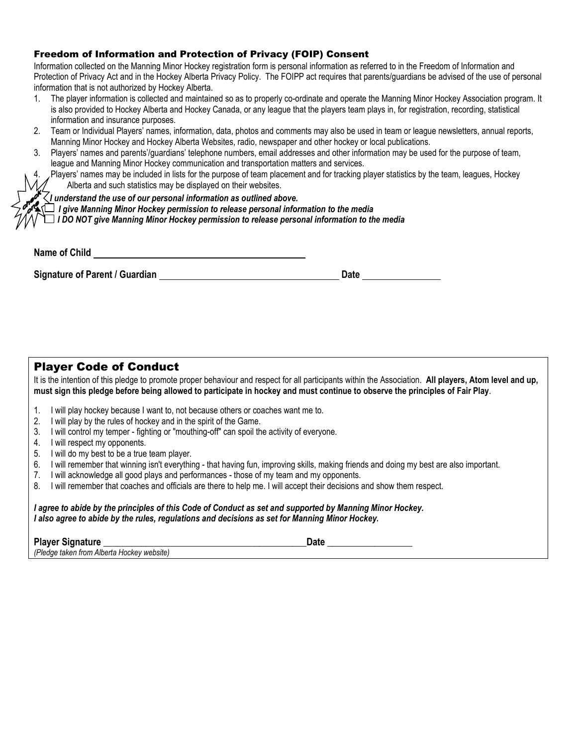## Freedom of Information and Protection of Privacy (FOIP) Consent

Information collected on the Manning Minor Hockey registration form is personal information as referred to in the Freedom of Information and Protection of Privacy Act and in the Hockey Alberta Privacy Policy. The FOIPP act requires that parents/guardians be advised of the use of personal information that is not authorized by Hockey Alberta.

1. The player information is collected and maintained so as to properly co-ordinate and operate the Manning Minor Hockey Association program. It is also provided to Hockey Alberta and Hockey Canada, or any league that the players team plays in, for registration, recording, statistical information and insurance purposes.
2. Team or Individual Players' names, information, data, photos and comments may also be used in team or league newsletters, annual reports, Manning Minor Hockey and Hockey Alberta Websites, radio, newspaper and other hockey or local publications.
3. Players' names and parents'/guardians' telephone numbers, email addresses and other information may be used for the purpose of team, league and Manning Minor Hockey communication and transportation matters and services.
4. Players' names may be included in lists for the purpose of team placement and for tracking player statistics by the team, leagues, Hockey Alberta and such statistics may be displayed on their websites.

check one

***I understand the use of our personal information as outlined above.***

- ☐ ***I give Manning Minor Hockey permission to release personal information to the media***
- ☐ ***I DO NOT give Manning Minor Hockey permission to release personal information to the media***

**Name of Child** ______________________________

**Signature of Parent / Guardian** ______________________________ **Date** ______________

## Player Code of Conduct

It is the intention of this pledge to promote proper behaviour and respect for all participants within the Association. **All players, Atom level and up, must sign this pledge before being allowed to participate in hockey and must continue to observe the principles of Fair Play**.

1. I will play hockey because I want to, not because others or coaches want me to.
2. I will play by the rules of hockey and in the spirit of the Game.
3. I will control my temper - fighting or "mouthing-off" can spoil the activity of everyone.
4. I will respect my opponents.
5. I will do my best to be a true team player.
6. I will remember that winning isn't everything - that having fun, improving skills, making friends and doing my best are also important.
7. I will acknowledge all good plays and performances - those of my team and my opponents.
8. I will remember that coaches and officials are there to help me. I will accept their decisions and show them respect.

***I agree to abide by the principles of this Code of Conduct as set and supported by Manning Minor Hockey.***
***I also agree to abide by the rules, regulations and decisions as set for Manning Minor Hockey.***

**Player Signature** ______________________________ **Date** ______________

*(Pledge taken from Alberta Hockey website)*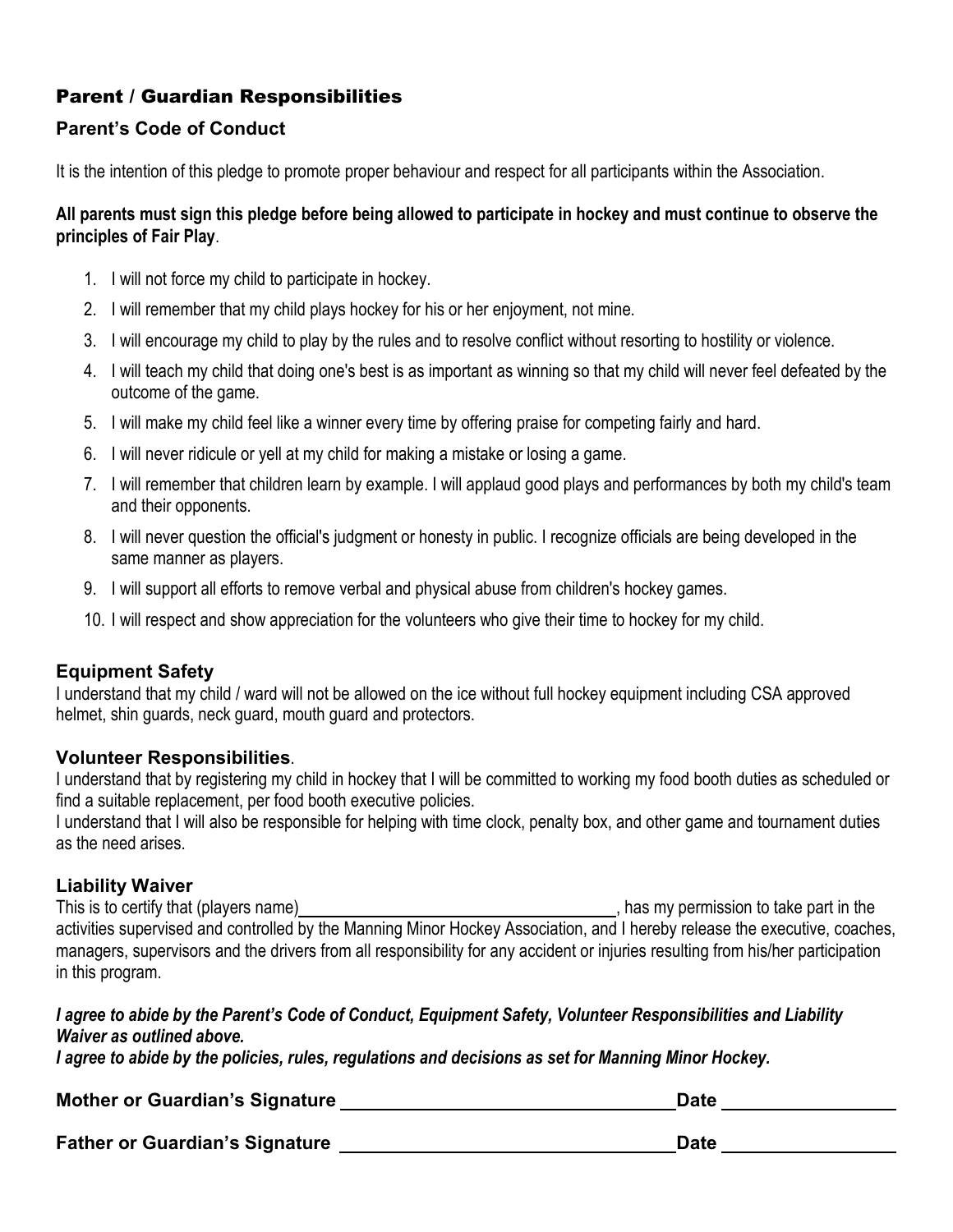## Parent / Guardian Responsibilities

### Parent's Code of Conduct

It is the intention of this pledge to promote proper behaviour and respect for all participants within the Association.

**All parents must sign this pledge before being allowed to participate in hockey and must continue to observe the principles of Fair Play**.

1. I will not force my child to participate in hockey.
2. I will remember that my child plays hockey for his or her enjoyment, not mine.
3. I will encourage my child to play by the rules and to resolve conflict without resorting to hostility or violence.
4. I will teach my child that doing one's best is as important as winning so that my child will never feel defeated by the outcome of the game.
5. I will make my child feel like a winner every time by offering praise for competing fairly and hard.
6. I will never ridicule or yell at my child for making a mistake or losing a game.
7. I will remember that children learn by example. I will applaud good plays and performances by both my child's team and their opponents.
8. I will never question the official's judgment or honesty in public. I recognize officials are being developed in the same manner as players.
9. I will support all efforts to remove verbal and physical abuse from children's hockey games.
10. I will respect and show appreciation for the volunteers who give their time to hockey for my child.

### Equipment Safety

I understand that my child / ward will not be allowed on the ice without full hockey equipment including CSA approved helmet, shin guards, neck guard, mouth guard and protectors.

### Volunteer Responsibilities.

I understand that by registering my child in hockey that I will be committed to working my food booth duties as scheduled or find a suitable replacement, per food booth executive policies.
I understand that I will also be responsible for helping with time clock, penalty box, and other game and tournament duties as the need arises.

### Liability Waiver

This is to certify that (players name)\_\_\_\_\_\_\_\_\_\_\_\_\_\_\_\_\_\_\_\_\_\_\_\_\_\_\_\_\_\_\_\_\_\_, has my permission to take part in the activities supervised and controlled by the Manning Minor Hockey Association, and I hereby release the executive, coaches, managers, supervisors and the drivers from all responsibility for any accident or injuries resulting from his/her participation in this program.

***I agree to abide by the Parent's Code of Conduct, Equipment Safety, Volunteer Responsibilities and Liability Waiver as outlined above.***
***I agree to abide by the policies, rules, regulations and decisions as set for Manning Minor Hockey.***

**Mother or Guardian's Signature** \_\_\_\_\_\_\_\_\_\_\_\_\_\_\_\_\_\_\_\_\_\_\_\_\_\_\_\_\_\_\_\_ **Date** \_\_\_\_\_\_\_\_\_\_\_\_\_\_\_\_

**Father or Guardian's Signature** \_\_\_\_\_\_\_\_\_\_\_\_\_\_\_\_\_\_\_\_\_\_\_\_\_\_\_\_\_\_\_\_ **Date** \_\_\_\_\_\_\_\_\_\_\_\_\_\_\_\_